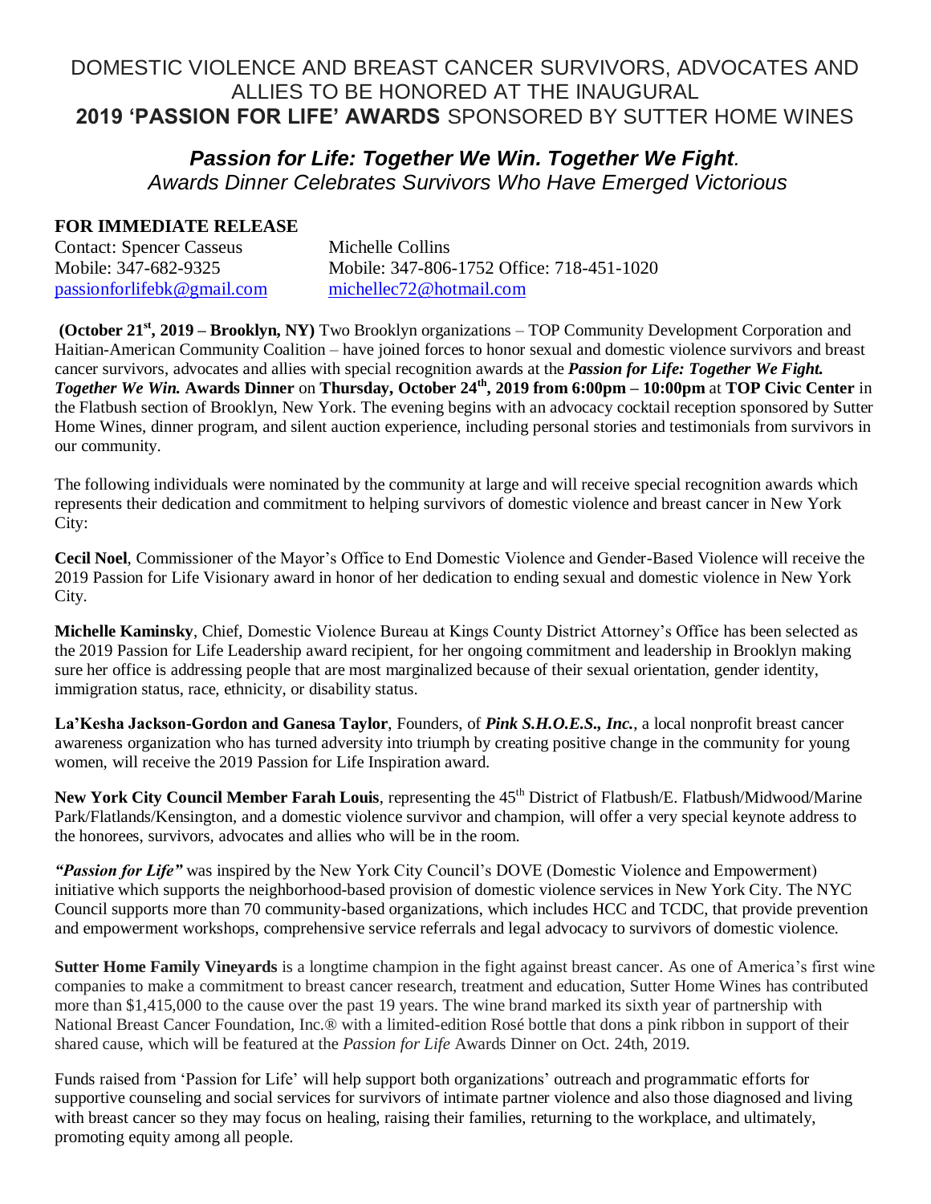# DOMESTIC VIOLENCE AND BREAST CANCER SURVIVORS, ADVOCATES AND ALLIES TO BE HONORED AT THE INAUGURAL **2019 'PASSION FOR LIFE' AWARDS** SPONSORED BY SUTTER HOME WINES

## ***Passion for Life: Together We Win. Together We Fight.***
*Awards Dinner Celebrates Survivors Who Have Emerged Victorious*

**FOR IMMEDIATE RELEASE**

Contact: Spencer Casseus
Mobile: 347-682-9325
passionforlifebk@gmail.com

Michelle Collins
Mobile: 347-806-1752 Office: 718-451-1020
michellec72@hotmail.com

**(October 21st, 2019 – Brooklyn, NY)** Two Brooklyn organizations – TOP Community Development Corporation and Haitian-American Community Coalition – have joined forces to honor sexual and domestic violence survivors and breast cancer survivors, advocates and allies with special recognition awards at the ***Passion for Life: Together We Fight. Together We Win.*** **Awards Dinner** on **Thursday, October 24th, 2019 from 6:00pm – 10:00pm** at **TOP Civic Center** in the Flatbush section of Brooklyn, New York. The evening begins with an advocacy cocktail reception sponsored by Sutter Home Wines, dinner program, and silent auction experience, including personal stories and testimonials from survivors in our community.

The following individuals were nominated by the community at large and will receive special recognition awards which represents their dedication and commitment to helping survivors of domestic violence and breast cancer in New York City:

**Cecil Noel**, Commissioner of the Mayor's Office to End Domestic Violence and Gender-Based Violence will receive the 2019 Passion for Life Visionary award in honor of her dedication to ending sexual and domestic violence in New York City.

**Michelle Kaminsky**, Chief, Domestic Violence Bureau at Kings County District Attorney's Office has been selected as the 2019 Passion for Life Leadership award recipient, for her ongoing commitment and leadership in Brooklyn making sure her office is addressing people that are most marginalized because of their sexual orientation, gender identity, immigration status, race, ethnicity, or disability status.

**La'Kesha Jackson-Gordon and Ganesa Taylor**, Founders, of ***Pink S.H.O.E.S., Inc.***, a local nonprofit breast cancer awareness organization who has turned adversity into triumph by creating positive change in the community for young women, will receive the 2019 Passion for Life Inspiration award.

**New York City Council Member Farah Louis**, representing the 45th District of Flatbush/E. Flatbush/Midwood/Marine Park/Flatlands/Kensington, and a domestic violence survivor and champion, will offer a very special keynote address to the honorees, survivors, advocates and allies who will be in the room.

***"Passion for Life"*** was inspired by the New York City Council's DOVE (Domestic Violence and Empowerment) initiative which supports the neighborhood-based provision of domestic violence services in New York City. The NYC Council supports more than 70 community-based organizations, which includes HCC and TCDC, that provide prevention and empowerment workshops, comprehensive service referrals and legal advocacy to survivors of domestic violence.

**Sutter Home Family Vineyards** is a longtime champion in the fight against breast cancer. As one of America's first wine companies to make a commitment to breast cancer research, treatment and education, Sutter Home Wines has contributed more than $1,415,000 to the cause over the past 19 years. The wine brand marked its sixth year of partnership with National Breast Cancer Foundation, Inc.® with a limited-edition Rosé bottle that dons a pink ribbon in support of their shared cause, which will be featured at the *Passion for Life* Awards Dinner on Oct. 24th, 2019.

Funds raised from 'Passion for Life' will help support both organizations' outreach and programmatic efforts for supportive counseling and social services for survivors of intimate partner violence and also those diagnosed and living with breast cancer so they may focus on healing, raising their families, returning to the workplace, and ultimately, promoting equity among all people.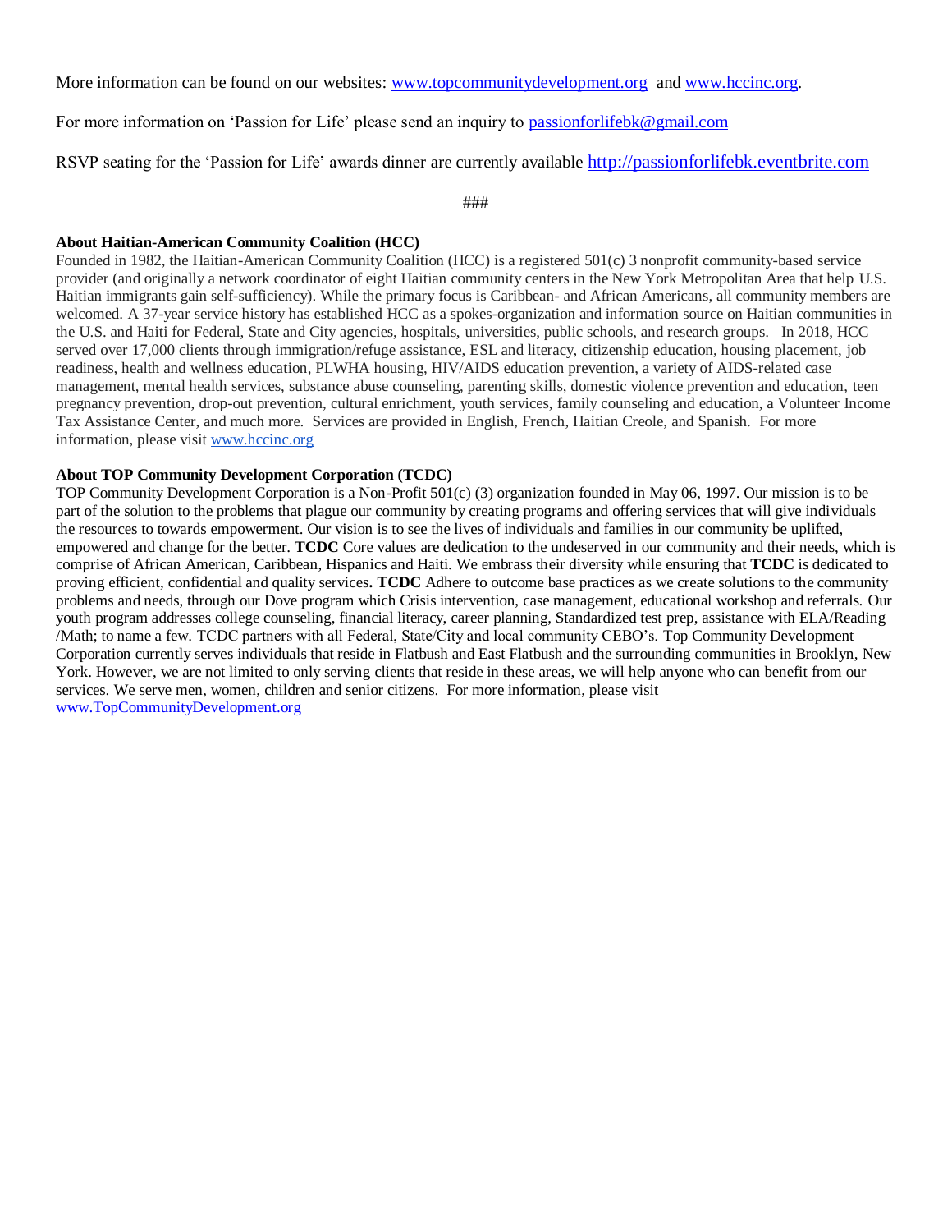More information can be found on our websites: www.topcommunitydevelopment.org and www.hccinc.org.

For more information on 'Passion for Life' please send an inquiry to passionforlifebk@gmail.com

RSVP seating for the 'Passion for Life' awards dinner are currently available http://passionforlifebk.eventbrite.com

###

**About Haitian-American Community Coalition (HCC)**

Founded in 1982, the Haitian-American Community Coalition (HCC) is a registered 501(c) 3 nonprofit community-based service provider (and originally a network coordinator of eight Haitian community centers in the New York Metropolitan Area that help U.S. Haitian immigrants gain self-sufficiency). While the primary focus is Caribbean- and African Americans, all community members are welcomed. A 37-year service history has established HCC as a spokes-organization and information source on Haitian communities in the U.S. and Haiti for Federal, State and City agencies, hospitals, universities, public schools, and research groups. In 2018, HCC served over 17,000 clients through immigration/refuge assistance, ESL and literacy, citizenship education, housing placement, job readiness, health and wellness education, PLWHA housing, HIV/AIDS education prevention, a variety of AIDS-related case management, mental health services, substance abuse counseling, parenting skills, domestic violence prevention and education, teen pregnancy prevention, drop-out prevention, cultural enrichment, youth services, family counseling and education, a Volunteer Income Tax Assistance Center, and much more. Services are provided in English, French, Haitian Creole, and Spanish. For more information, please visit www.hccinc.org

**About TOP Community Development Corporation (TCDC)**

TOP Community Development Corporation is a Non-Profit 501(c) (3) organization founded in May 06, 1997. Our mission is to be part of the solution to the problems that plague our community by creating programs and offering services that will give individuals the resources to towards empowerment. Our vision is to see the lives of individuals and families in our community be uplifted, empowered and change for the better. **TCDC** Core values are dedication to the undeserved in our community and their needs, which is comprise of African American, Caribbean, Hispanics and Haiti. We embrass their diversity while ensuring that **TCDC** is dedicated to proving efficient, confidential and quality services**. TCDC** Adhere to outcome base practices as we create solutions to the community problems and needs, through our Dove program which Crisis intervention, case management, educational workshop and referrals. Our youth program addresses college counseling, financial literacy, career planning, Standardized test prep, assistance with ELA/Reading /Math; to name a few. TCDC partners with all Federal, State/City and local community CEBO's. Top Community Development Corporation currently serves individuals that reside in Flatbush and East Flatbush and the surrounding communities in Brooklyn, New York. However, we are not limited to only serving clients that reside in these areas, we will help anyone who can benefit from our services. We serve men, women, children and senior citizens. For more information, please visit www.TopCommunityDevelopment.org